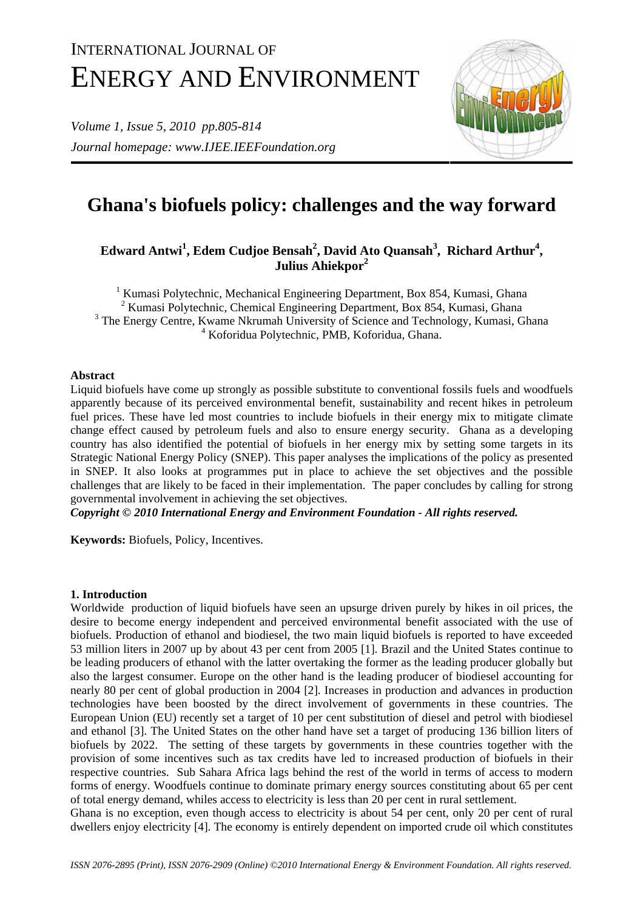# Ghana's biofuels policy: challenges and the way forward

**Edward Antwi[1], Edem Cudjoe Bensah[2], David Ato Quansah[3], Richard Arthur[4], Julius Ahiekpor[2]**

[1] Kumasi Polytechnic, Mechanical Engineering Department, Box 854, Kumasi, Ghana
[2] Kumasi Polytechnic, Chemical Engineering Department, Box 854, Kumasi, Ghana
[3] The Energy Centre, Kwame Nkrumah University of Science and Technology, Kumasi, Ghana
[4] Koforidua Polytechnic, PMB, Koforidua, Ghana.

### Abstract

Liquid biofuels have come up strongly as possible substitute to conventional fossils fuels and woodfuels apparently because of its perceived environmental benefit, sustainability and recent hikes in petroleum fuel prices. These have led most countries to include biofuels in their energy mix to mitigate climate change effect caused by petroleum fuels and also to ensure energy security. Ghana as a developing country has also identified the potential of biofuels in her energy mix by setting some targets in its Strategic National Energy Policy (SNEP). This paper analyses the implications of the policy as presented in SNEP. It also looks at programmes put in place to achieve the set objectives and the possible challenges that are likely to be faced in their implementation. The paper concludes by calling for strong governmental involvement in achieving the set objectives.

***Copyright © 2010 International Energy and Environment Foundation - All rights reserved.***

**Keywords:** Biofuels, Policy, Incentives.

## 1. Introduction

Worldwide production of liquid biofuels have seen an upsurge driven purely by hikes in oil prices, the desire to become energy independent and perceived environmental benefit associated with the use of biofuels. Production of ethanol and biodiesel, the two main liquid biofuels is reported to have exceeded 53 million liters in 2007 up by about 43 per cent from 2005 [1]. Brazil and the United States continue to be leading producers of ethanol with the latter overtaking the former as the leading producer globally but also the largest consumer. Europe on the other hand is the leading producer of biodiesel accounting for nearly 80 per cent of global production in 2004 [2]. Increases in production and advances in production technologies have been boosted by the direct involvement of governments in these countries. The European Union (EU) recently set a target of 10 per cent substitution of diesel and petrol with biodiesel and ethanol [3]. The United States on the other hand have set a target of producing 136 billion liters of biofuels by 2022. The setting of these targets by governments in these countries together with the provision of some incentives such as tax credits have led to increased production of biofuels in their respective countries. Sub Sahara Africa lags behind the rest of the world in terms of access to modern forms of energy. Woodfuels continue to dominate primary energy sources constituting about 65 per cent of total energy demand, whiles access to electricity is less than 20 per cent in rural settlement.

Ghana is no exception, even though access to electricity is about 54 per cent, only 20 per cent of rural dwellers enjoy electricity [4]. The economy is entirely dependent on imported crude oil which constitutes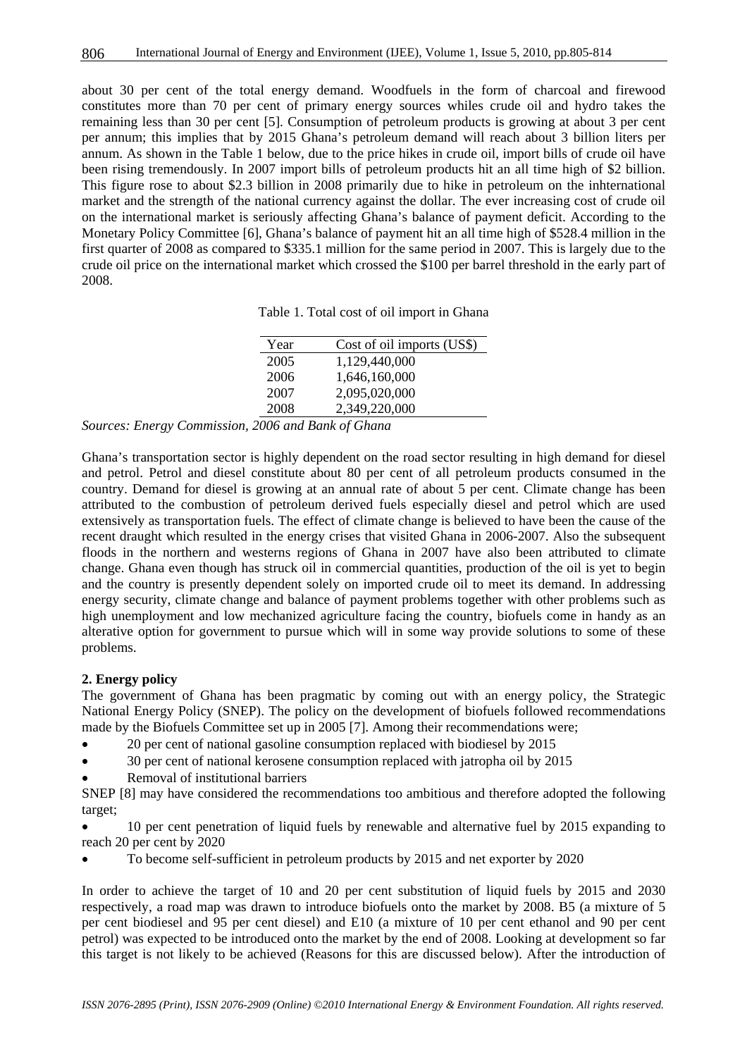about 30 per cent of the total energy demand. Woodfuels in the form of charcoal and firewood constitutes more than 70 per cent of primary energy sources whiles crude oil and hydro takes the remaining less than 30 per cent [5]. Consumption of petroleum products is growing at about 3 per cent per annum; this implies that by 2015 Ghana's petroleum demand will reach about 3 billion liters per annum. As shown in the Table 1 below, due to the price hikes in crude oil, import bills of crude oil have been rising tremendously. In 2007 import bills of petroleum products hit an all time high of $2 billion. This figure rose to about $2.3 billion in 2008 primarily due to hike in petroleum on the inhternational market and the strength of the national currency against the dollar. The ever increasing cost of crude oil on the international market is seriously affecting Ghana's balance of payment deficit. According to the Monetary Policy Committee [6], Ghana's balance of payment hit an all time high of $528.4 million in the first quarter of 2008 as compared to $335.1 million for the same period in 2007. This is largely due to the crude oil price on the international market which crossed the $100 per barrel threshold in the early part of 2008.

Table 1. Total cost of oil import in Ghana

| Year | Cost of oil imports (US$) |
|---|---|
| 2005 | 1,129,440,000 |
| 2006 | 1,646,160,000 |
| 2007 | 2,095,020,000 |
| 2008 | 2,349,220,000 |

*Sources: Energy Commission, 2006 and Bank of Ghana*

Ghana's transportation sector is highly dependent on the road sector resulting in high demand for diesel and petrol. Petrol and diesel constitute about 80 per cent of all petroleum products consumed in the country. Demand for diesel is growing at an annual rate of about 5 per cent. Climate change has been attributed to the combustion of petroleum derived fuels especially diesel and petrol which are used extensively as transportation fuels. The effect of climate change is believed to have been the cause of the recent draught which resulted in the energy crises that visited Ghana in 2006-2007. Also the subsequent floods in the northern and westerns regions of Ghana in 2007 have also been attributed to climate change. Ghana even though has struck oil in commercial quantities, production of the oil is yet to begin and the country is presently dependent solely on imported crude oil to meet its demand. In addressing energy security, climate change and balance of payment problems together with other problems such as high unemployment and low mechanized agriculture facing the country, biofuels come in handy as an alterative option for government to pursue which will in some way provide solutions to some of these problems.

## 2. Energy policy

The government of Ghana has been pragmatic by coming out with an energy policy, the Strategic National Energy Policy (SNEP). The policy on the development of biofuels followed recommendations made by the Biofuels Committee set up in 2005 [7]. Among their recommendations were;

- 20 per cent of national gasoline consumption replaced with biodiesel by 2015
- 30 per cent of national kerosene consumption replaced with jatropha oil by 2015
- Removal of institutional barriers

SNEP [8] may have considered the recommendations too ambitious and therefore adopted the following target;

- 10 per cent penetration of liquid fuels by renewable and alternative fuel by 2015 expanding to reach 20 per cent by 2020
- To become self-sufficient in petroleum products by 2015 and net exporter by 2020

In order to achieve the target of 10 and 20 per cent substitution of liquid fuels by 2015 and 2030 respectively, a road map was drawn to introduce biofuels onto the market by 2008. B5 (a mixture of 5 per cent biodiesel and 95 per cent diesel) and E10 (a mixture of 10 per cent ethanol and 90 per cent petrol) was expected to be introduced onto the market by the end of 2008. Looking at development so far this target is not likely to be achieved (Reasons for this are discussed below). After the introduction of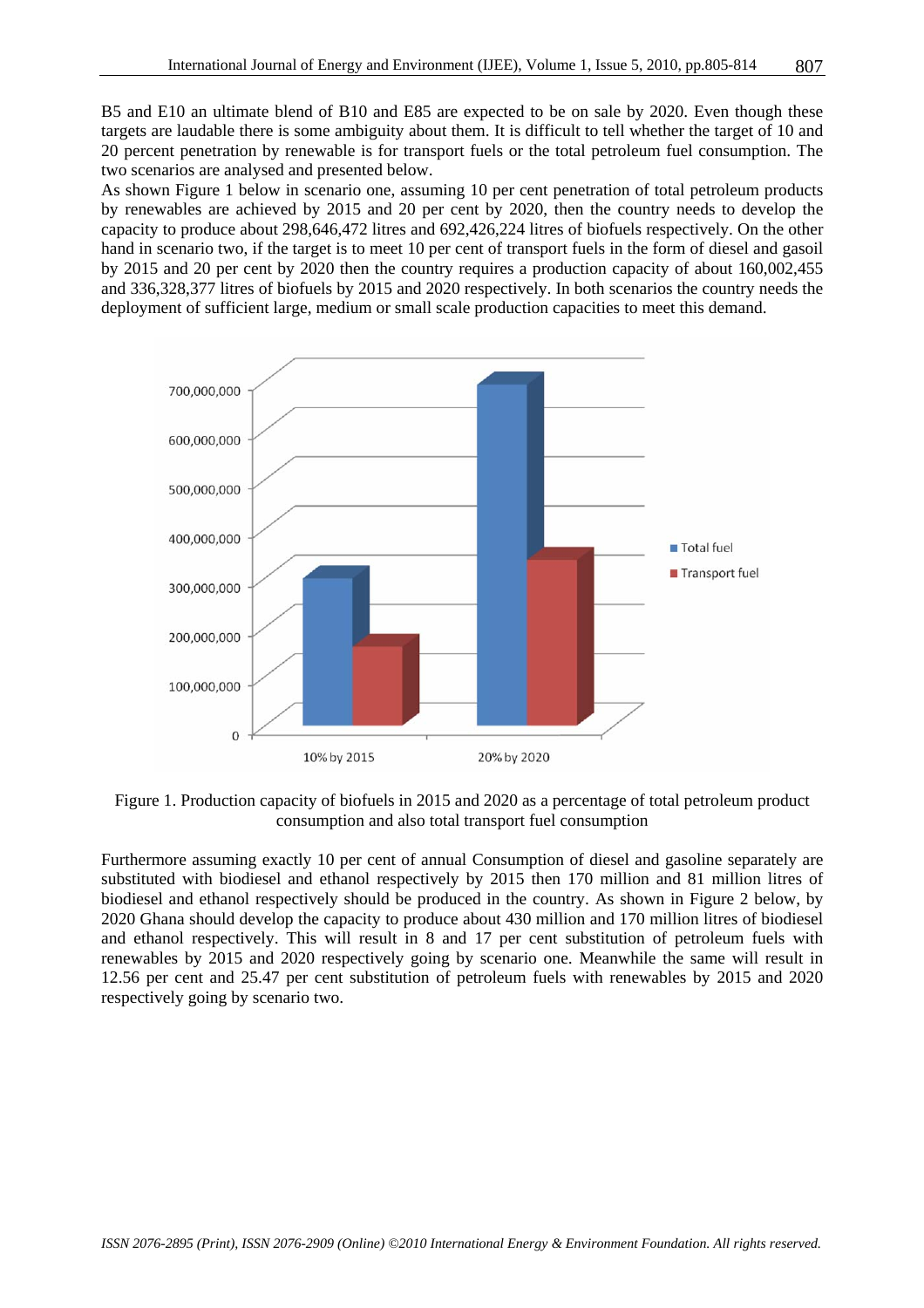B5 and E10 an ultimate blend of B10 and E85 are expected to be on sale by 2020. Even though these targets are laudable there is some ambiguity about them. It is difficult to tell whether the target of 10 and 20 percent penetration by renewable is for transport fuels or the total petroleum fuel consumption. The two scenarios are analysed and presented below.

As shown Figure 1 below in scenario one, assuming 10 per cent penetration of total petroleum products by renewables are achieved by 2015 and 20 per cent by 2020, then the country needs to develop the capacity to produce about 298,646,472 litres and 692,426,224 litres of biofuels respectively. On the other hand in scenario two, if the target is to meet 10 per cent of transport fuels in the form of diesel and gasoil by 2015 and 20 per cent by 2020 then the country requires a production capacity of about 160,002,455 and 336,328,377 litres of biofuels by 2015 and 2020 respectively. In both scenarios the country needs the deployment of sufficient large, medium or small scale production capacities to meet this demand.

Figure 1. Production capacity of biofuels in 2015 and 2020 as a percentage of total petroleum product consumption and also total transport fuel consumption

Furthermore assuming exactly 10 per cent of annual Consumption of diesel and gasoline separately are substituted with biodiesel and ethanol respectively by 2015 then 170 million and 81 million litres of biodiesel and ethanol respectively should be produced in the country. As shown in Figure 2 below, by 2020 Ghana should develop the capacity to produce about 430 million and 170 million litres of biodiesel and ethanol respectively. This will result in 8 and 17 per cent substitution of petroleum fuels with renewables by 2015 and 2020 respectively going by scenario one. Meanwhile the same will result in 12.56 per cent and 25.47 per cent substitution of petroleum fuels with renewables by 2015 and 2020 respectively going by scenario two.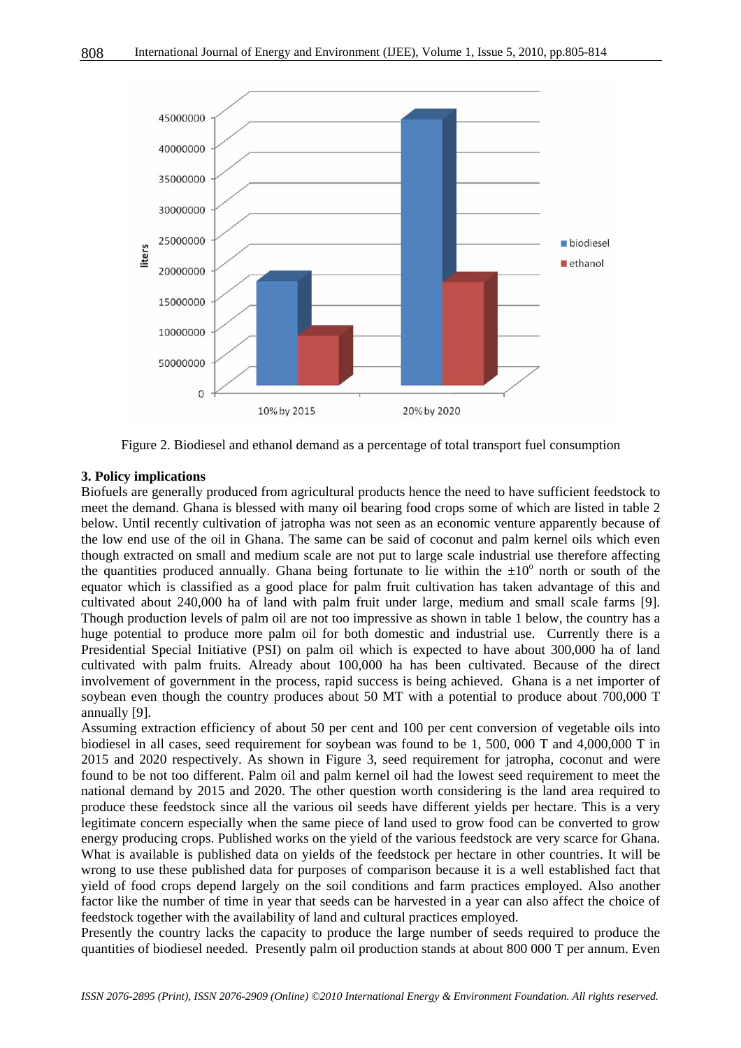Figure 2. Biodiesel and ethanol demand as a percentage of total transport fuel consumption

## 3. Policy implications

Biofuels are generally produced from agricultural products hence the need to have sufficient feedstock to meet the demand. Ghana is blessed with many oil bearing food crops some of which are listed in table 2 below. Until recently cultivation of jatropha was not seen as an economic venture apparently because of the low end use of the oil in Ghana. The same can be said of coconut and palm kernel oils which even though extracted on small and medium scale are not put to large scale industrial use therefore affecting the quantities produced annually. Ghana being fortunate to lie within the $\pm 10^{o}$ north or south of the equator which is classified as a good place for palm fruit cultivation has taken advantage of this and cultivated about 240,000 ha of land with palm fruit under large, medium and small scale farms [9]. Though production levels of palm oil are not too impressive as shown in table 1 below, the country has a huge potential to produce more palm oil for both domestic and industrial use. Currently there is a Presidential Special Initiative (PSI) on palm oil which is expected to have about 300,000 ha of land cultivated with palm fruits. Already about 100,000 ha has been cultivated. Because of the direct involvement of government in the process, rapid success is being achieved. Ghana is a net importer of soybean even though the country produces about 50 MT with a potential to produce about 700,000 T annually [9].

Assuming extraction efficiency of about 50 per cent and 100 per cent conversion of vegetable oils into biodiesel in all cases, seed requirement for soybean was found to be 1, 500, 000 T and 4,000,000 T in 2015 and 2020 respectively. As shown in Figure 3, seed requirement for jatropha, coconut and were found to be not too different. Palm oil and palm kernel oil had the lowest seed requirement to meet the national demand by 2015 and 2020. The other question worth considering is the land area required to produce these feedstock since all the various oil seeds have different yields per hectare. This is a very legitimate concern especially when the same piece of land used to grow food can be converted to grow energy producing crops. Published works on the yield of the various feedstock are very scarce for Ghana. What is available is published data on yields of the feedstock per hectare in other countries. It will be wrong to use these published data for purposes of comparison because it is a well established fact that yield of food crops depend largely on the soil conditions and farm practices employed. Also another factor like the number of time in year that seeds can be harvested in a year can also affect the choice of feedstock together with the availability of land and cultural practices employed.

Presently the country lacks the capacity to produce the large number of seeds required to produce the quantities of biodiesel needed. Presently palm oil production stands at about 800 000 T per annum. Even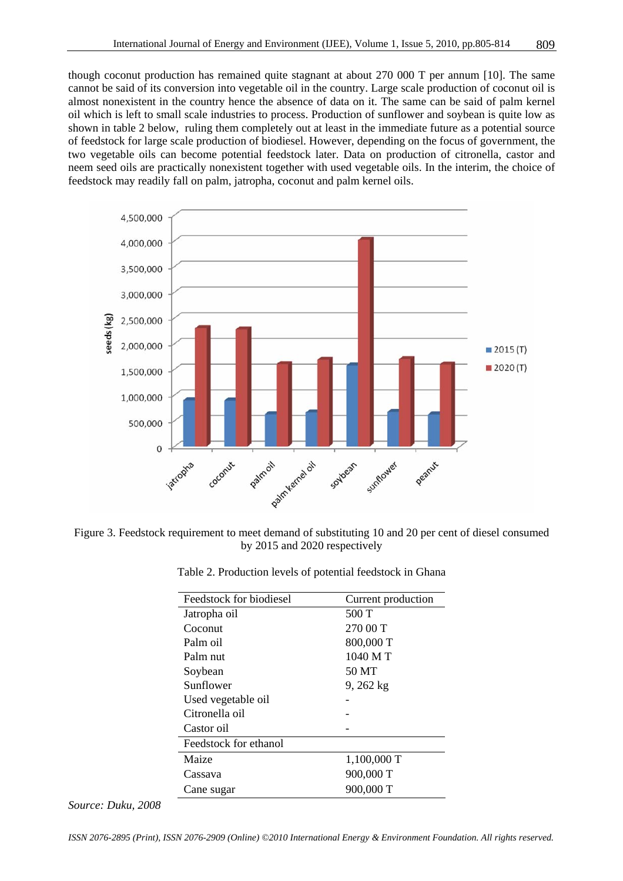though coconut production has remained quite stagnant at about 270 000 T per annum [10]. The same cannot be said of its conversion into vegetable oil in the country. Large scale production of coconut oil is almost nonexistent in the country hence the absence of data on it. The same can be said of palm kernel oil which is left to small scale industries to process. Production of sunflower and soybean is quite low as shown in table 2 below, ruling them completely out at least in the immediate future as a potential source of feedstock for large scale production of biodiesel. However, depending on the focus of government, the two vegetable oils can become potential feedstock later. Data on production of citronella, castor and neem seed oils are practically nonexistent together with used vegetable oils. In the interim, the choice of feedstock may readily fall on palm, jatropha, coconut and palm kernel oils.

Figure 3. Feedstock requirement to meet demand of substituting 10 and 20 per cent of diesel consumed by 2015 and 2020 respectively

Table 2. Production levels of potential feedstock in Ghana

| Feedstock for biodiesel | Current production |
|---|---|
| Jatropha oil | 500 T |
| Coconut | 270 00 T |
| Palm oil | 800,000 T |
| Palm nut | 1040 M T |
| Soybean | 50 MT |
| Sunflower | 9, 262 kg |
| Used vegetable oil | - |
| Citronella oil | - |
| Castor oil | - |
| **Feedstock for ethanol** | |
| Maize | 1,100,000 T |
| Cassava | 900,000 T |
| Cane sugar | 900,000 T |

*Source: Duku, 2008*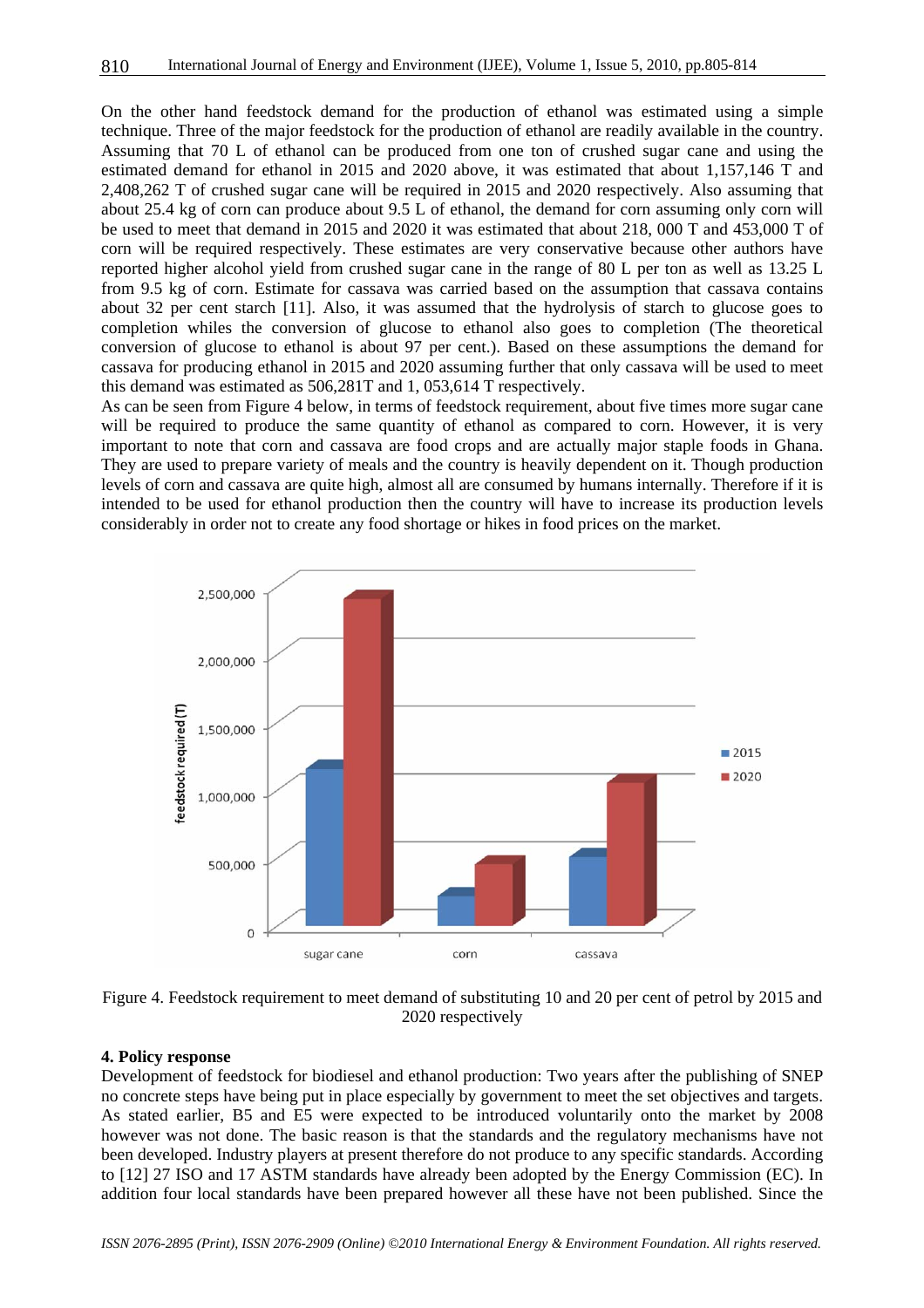On the other hand feedstock demand for the production of ethanol was estimated using a simple technique. Three of the major feedstock for the production of ethanol are readily available in the country. Assuming that 70 L of ethanol can be produced from one ton of crushed sugar cane and using the estimated demand for ethanol in 2015 and 2020 above, it was estimated that about 1,157,146 T and 2,408,262 T of crushed sugar cane will be required in 2015 and 2020 respectively. Also assuming that about 25.4 kg of corn can produce about 9.5 L of ethanol, the demand for corn assuming only corn will be used to meet that demand in 2015 and 2020 it was estimated that about 218, 000 T and 453,000 T of corn will be required respectively. These estimates are very conservative because other authors have reported higher alcohol yield from crushed sugar cane in the range of 80 L per ton as well as 13.25 L from 9.5 kg of corn. Estimate for cassava was carried based on the assumption that cassava contains about 32 per cent starch [11]. Also, it was assumed that the hydrolysis of starch to glucose goes to completion whiles the conversion of glucose to ethanol also goes to completion (The theoretical conversion of glucose to ethanol is about 97 per cent.). Based on these assumptions the demand for cassava for producing ethanol in 2015 and 2020 assuming further that only cassava will be used to meet this demand was estimated as 506,281T and 1, 053,614 T respectively.

As can be seen from Figure 4 below, in terms of feedstock requirement, about five times more sugar cane will be required to produce the same quantity of ethanol as compared to corn. However, it is very important to note that corn and cassava are food crops and are actually major staple foods in Ghana. They are used to prepare variety of meals and the country is heavily dependent on it. Though production levels of corn and cassava are quite high, almost all are consumed by humans internally. Therefore if it is intended to be used for ethanol production then the country will have to increase its production levels considerably in order not to create any food shortage or hikes in food prices on the market.

Figure 4. Feedstock requirement to meet demand of substituting 10 and 20 per cent of petrol by 2015 and 2020 respectively

**4. Policy response**

Development of feedstock for biodiesel and ethanol production: Two years after the publishing of SNEP no concrete steps have being put in place especially by government to meet the set objectives and targets. As stated earlier, B5 and E5 were expected to be introduced voluntarily onto the market by 2008 however was not done. The basic reason is that the standards and the regulatory mechanisms have not been developed. Industry players at present therefore do not produce to any specific standards. According to [12] 27 ISO and 17 ASTM standards have already been adopted by the Energy Commission (EC). In addition four local standards have been prepared however all these have not been published. Since the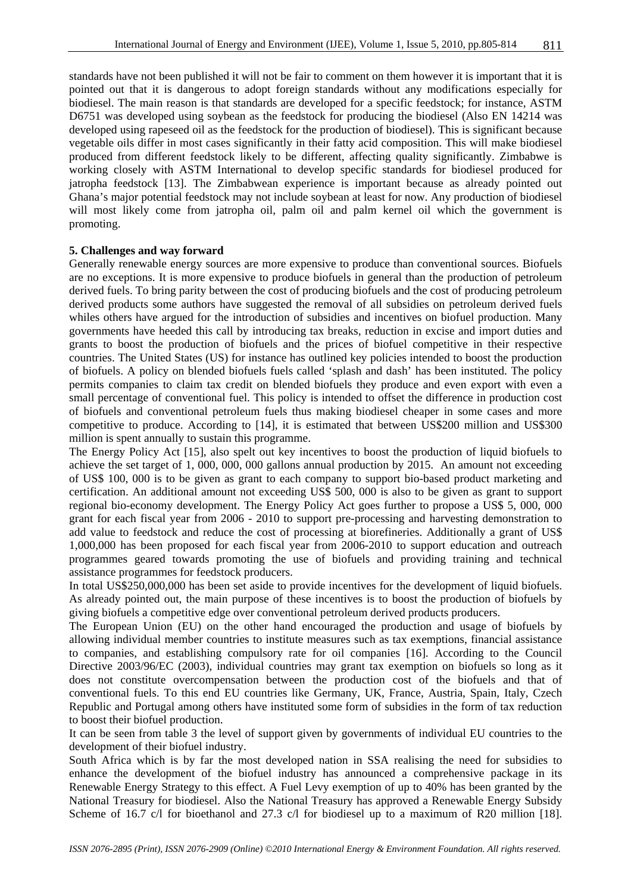standards have not been published it will not be fair to comment on them however it is important that it is pointed out that it is dangerous to adopt foreign standards without any modifications especially for biodiesel. The main reason is that standards are developed for a specific feedstock; for instance, ASTM D6751 was developed using soybean as the feedstock for producing the biodiesel (Also EN 14214 was developed using rapeseed oil as the feedstock for the production of biodiesel). This is significant because vegetable oils differ in most cases significantly in their fatty acid composition. This will make biodiesel produced from different feedstock likely to be different, affecting quality significantly. Zimbabwe is working closely with ASTM International to develop specific standards for biodiesel produced for jatropha feedstock [13]. The Zimbabwean experience is important because as already pointed out Ghana's major potential feedstock may not include soybean at least for now. Any production of biodiesel will most likely come from jatropha oil, palm oil and palm kernel oil which the government is promoting.

## 5. Challenges and way forward

Generally renewable energy sources are more expensive to produce than conventional sources. Biofuels are no exceptions. It is more expensive to produce biofuels in general than the production of petroleum derived fuels. To bring parity between the cost of producing biofuels and the cost of producing petroleum derived products some authors have suggested the removal of all subsidies on petroleum derived fuels whiles others have argued for the introduction of subsidies and incentives on biofuel production. Many governments have heeded this call by introducing tax breaks, reduction in excise and import duties and grants to boost the production of biofuels and the prices of biofuel competitive in their respective countries. The United States (US) for instance has outlined key policies intended to boost the production of biofuels. A policy on blended biofuels fuels called 'splash and dash' has been instituted. The policy permits companies to claim tax credit on blended biofuels they produce and even export with even a small percentage of conventional fuel. This policy is intended to offset the difference in production cost of biofuels and conventional petroleum fuels thus making biodiesel cheaper in some cases and more competitive to produce. According to [14], it is estimated that between US$200 million and US$300 million is spent annually to sustain this programme.

The Energy Policy Act [15], also spelt out key incentives to boost the production of liquid biofuels to achieve the set target of 1, 000, 000, 000 gallons annual production by 2015. An amount not exceeding of US$ 100, 000 is to be given as grant to each company to support bio-based product marketing and certification. An additional amount not exceeding US$ 500, 000 is also to be given as grant to support regional bio-economy development. The Energy Policy Act goes further to propose a US$ 5, 000, 000 grant for each fiscal year from 2006 - 2010 to support pre-processing and harvesting demonstration to add value to feedstock and reduce the cost of processing at biorefineries. Additionally a grant of US$ 1,000,000 has been proposed for each fiscal year from 2006-2010 to support education and outreach programmes geared towards promoting the use of biofuels and providing training and technical assistance programmes for feedstock producers.

In total US$250,000,000 has been set aside to provide incentives for the development of liquid biofuels. As already pointed out, the main purpose of these incentives is to boost the production of biofuels by giving biofuels a competitive edge over conventional petroleum derived products producers.

The European Union (EU) on the other hand encouraged the production and usage of biofuels by allowing individual member countries to institute measures such as tax exemptions, financial assistance to companies, and establishing compulsory rate for oil companies [16]. According to the Council Directive 2003/96/EC (2003), individual countries may grant tax exemption on biofuels so long as it does not constitute overcompensation between the production cost of the biofuels and that of conventional fuels. To this end EU countries like Germany, UK, France, Austria, Spain, Italy, Czech Republic and Portugal among others have instituted some form of subsidies in the form of tax reduction to boost their biofuel production.

It can be seen from table 3 the level of support given by governments of individual EU countries to the development of their biofuel industry.

South Africa which is by far the most developed nation in SSA realising the need for subsidies to enhance the development of the biofuel industry has announced a comprehensive package in its Renewable Energy Strategy to this effect. A Fuel Levy exemption of up to 40% has been granted by the National Treasury for biodiesel. Also the National Treasury has approved a Renewable Energy Subsidy Scheme of 16.7 c/l for bioethanol and 27.3 c/l for biodiesel up to a maximum of R20 million [18].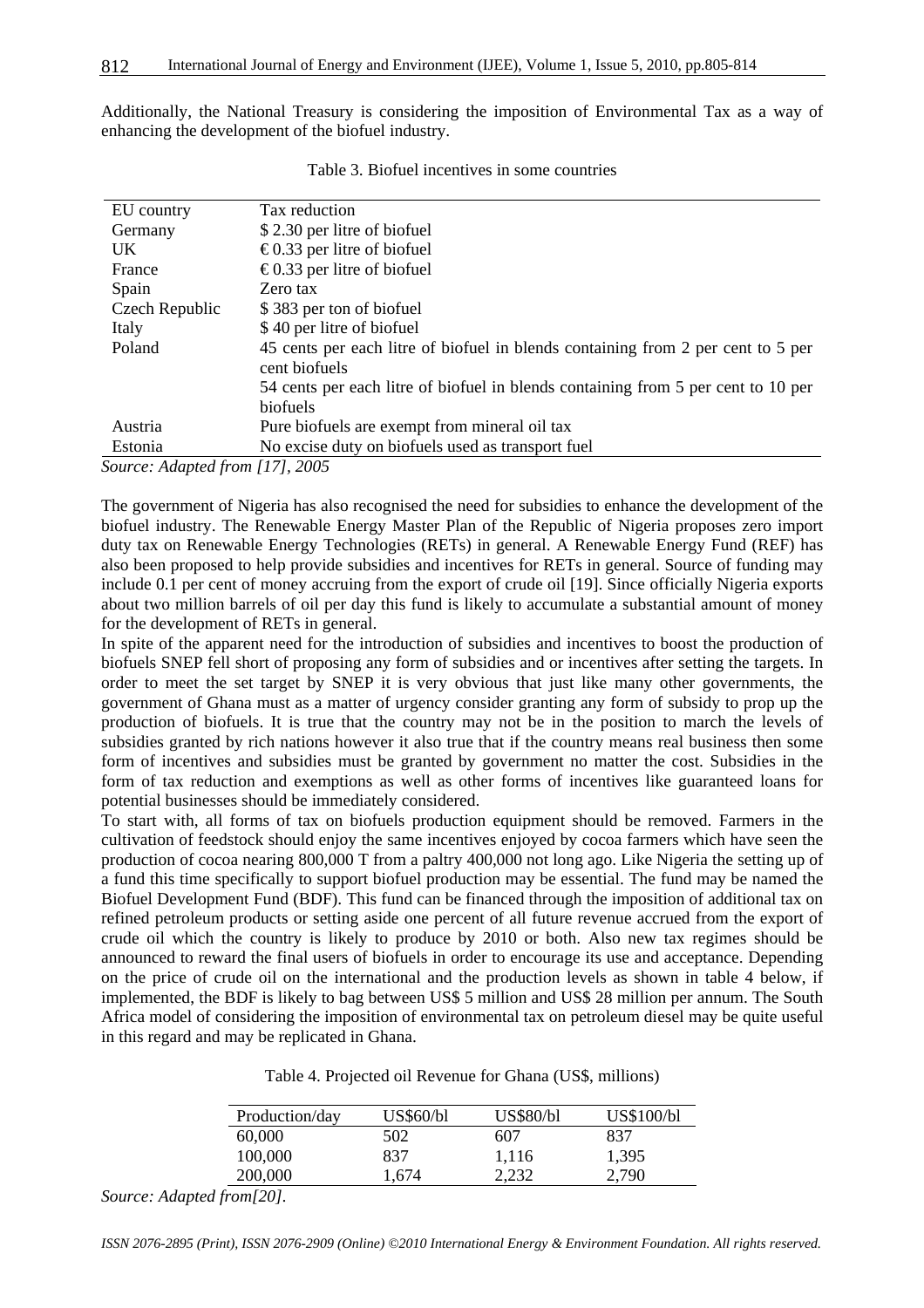Additionally, the National Treasury is considering the imposition of Environmental Tax as a way of enhancing the development of the biofuel industry.

Table 3. Biofuel incentives in some countries

| EU country | Tax reduction |
|---|---|
| Germany | $ 2.30 per litre of biofuel |
| UK | € 0.33 per litre of biofuel |
| France | € 0.33 per litre of biofuel |
| Spain | Zero tax |
| Czech Republic | $ 383 per ton of biofuel |
| Italy | $ 40 per litre of biofuel |
| Poland | 45 cents per each litre of biofuel in blends containing from 2 per cent to 5 per cent biofuels |
| | 54 cents per each litre of biofuel in blends containing from 5 per cent to 10 per biofuels |
| Austria | Pure biofuels are exempt from mineral oil tax |
| Estonia | No excise duty on biofuels used as transport fuel |

*Source: Adapted from [17], 2005*

The government of Nigeria has also recognised the need for subsidies to enhance the development of the biofuel industry. The Renewable Energy Master Plan of the Republic of Nigeria proposes zero import duty tax on Renewable Energy Technologies (RETs) in general. A Renewable Energy Fund (REF) has also been proposed to help provide subsidies and incentives for RETs in general. Source of funding may include 0.1 per cent of money accruing from the export of crude oil [19]. Since officially Nigeria exports about two million barrels of oil per day this fund is likely to accumulate a substantial amount of money for the development of RETs in general.

In spite of the apparent need for the introduction of subsidies and incentives to boost the production of biofuels SNEP fell short of proposing any form of subsidies and or incentives after setting the targets. In order to meet the set target by SNEP it is very obvious that just like many other governments, the government of Ghana must as a matter of urgency consider granting any form of subsidy to prop up the production of biofuels. It is true that the country may not be in the position to march the levels of subsidies granted by rich nations however it also true that if the country means real business then some form of incentives and subsidies must be granted by government no matter the cost. Subsidies in the form of tax reduction and exemptions as well as other forms of incentives like guaranteed loans for potential businesses should be immediately considered.

To start with, all forms of tax on biofuels production equipment should be removed. Farmers in the cultivation of feedstock should enjoy the same incentives enjoyed by cocoa farmers which have seen the production of cocoa nearing 800,000 T from a paltry 400,000 not long ago. Like Nigeria the setting up of a fund this time specifically to support biofuel production may be essential. The fund may be named the Biofuel Development Fund (BDF). This fund can be financed through the imposition of additional tax on refined petroleum products or setting aside one percent of all future revenue accrued from the export of crude oil which the country is likely to produce by 2010 or both. Also new tax regimes should be announced to reward the final users of biofuels in order to encourage its use and acceptance. Depending on the price of crude oil on the international and the production levels as shown in table 4 below, if implemented, the BDF is likely to bag between US$ 5 million and US$ 28 million per annum. The South Africa model of considering the imposition of environmental tax on petroleum diesel may be quite useful in this regard and may be replicated in Ghana.

Table 4. Projected oil Revenue for Ghana (US$, millions)

| Production/day | US$60/bl | US$80/bl | US$100/bl |
|---|---|---|---|
| 60,000 | 502 | 607 | 837 |
| 100,000 | 837 | 1,116 | 1,395 |
| 200,000 | 1,674 | 2,232 | 2,790 |

*Source: Adapted from[20].*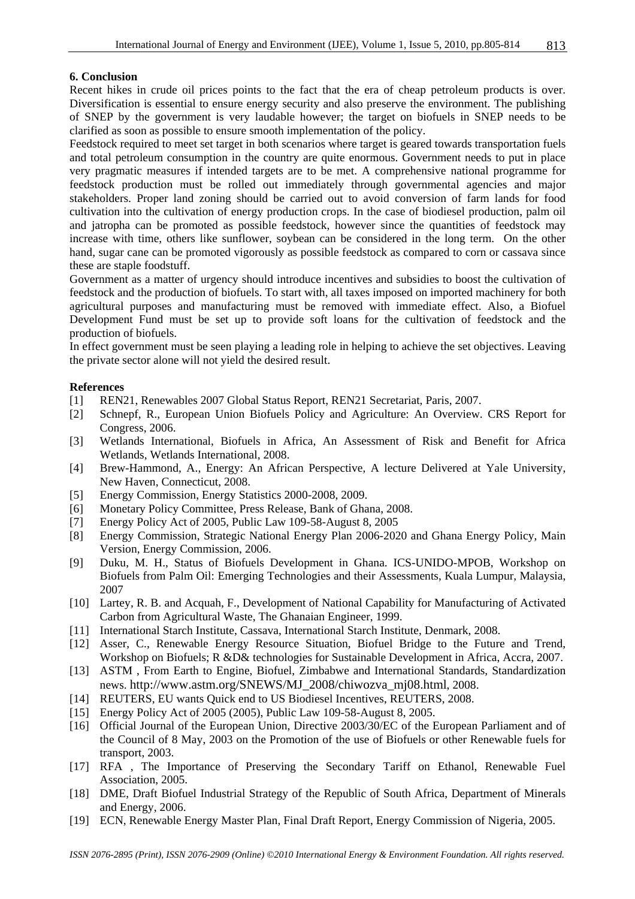## 6. Conclusion

Recent hikes in crude oil prices points to the fact that the era of cheap petroleum products is over. Diversification is essential to ensure energy security and also preserve the environment. The publishing of SNEP by the government is very laudable however; the target on biofuels in SNEP needs to be clarified as soon as possible to ensure smooth implementation of the policy.

Feedstock required to meet set target in both scenarios where target is geared towards transportation fuels and total petroleum consumption in the country are quite enormous. Government needs to put in place very pragmatic measures if intended targets are to be met. A comprehensive national programme for feedstock production must be rolled out immediately through governmental agencies and major stakeholders. Proper land zoning should be carried out to avoid conversion of farm lands for food cultivation into the cultivation of energy production crops. In the case of biodiesel production, palm oil and jatropha can be promoted as possible feedstock, however since the quantities of feedstock may increase with time, others like sunflower, soybean can be considered in the long term. On the other hand, sugar cane can be promoted vigorously as possible feedstock as compared to corn or cassava since these are staple foodstuff.

Government as a matter of urgency should introduce incentives and subsidies to boost the cultivation of feedstock and the production of biofuels. To start with, all taxes imposed on imported machinery for both agricultural purposes and manufacturing must be removed with immediate effect. Also, a Biofuel Development Fund must be set up to provide soft loans for the cultivation of feedstock and the production of biofuels.

In effect government must be seen playing a leading role in helping to achieve the set objectives. Leaving the private sector alone will not yield the desired result.

## References

[1] REN21, Renewables 2007 Global Status Report, REN21 Secretariat, Paris, 2007.

[2] Schnepf, R., European Union Biofuels Policy and Agriculture: An Overview. CRS Report for Congress, 2006.

[3] Wetlands International, Biofuels in Africa, An Assessment of Risk and Benefit for Africa Wetlands, Wetlands International, 2008.

[4] Brew-Hammond, A., Energy: An African Perspective, A lecture Delivered at Yale University, New Haven, Connecticut, 2008.

[5] Energy Commission, Energy Statistics 2000-2008, 2009.

[6] Monetary Policy Committee, Press Release, Bank of Ghana, 2008.

[7] Energy Policy Act of 2005, Public Law 109-58-August 8, 2005

[8] Energy Commission, Strategic National Energy Plan 2006-2020 and Ghana Energy Policy, Main Version, Energy Commission, 2006.

[9] Duku, M. H., Status of Biofuels Development in Ghana. ICS-UNIDO-MPOB, Workshop on Biofuels from Palm Oil: Emerging Technologies and their Assessments, Kuala Lumpur, Malaysia, 2007

[10] Lartey, R. B. and Acquah, F., Development of National Capability for Manufacturing of Activated Carbon from Agricultural Waste, The Ghanaian Engineer, 1999.

[11] International Starch Institute, Cassava, International Starch Institute, Denmark, 2008.

[12] Asser, C., Renewable Energy Resource Situation, Biofuel Bridge to the Future and Trend, Workshop on Biofuels; R &D& technologies for Sustainable Development in Africa, Accra, 2007.

[13] ASTM , From Earth to Engine, Biofuel, Zimbabwe and International Standards, Standardization news. http://www.astm.org/SNEWS/MJ_2008/chiwozva_mj08.html, 2008.

[14] REUTERS, EU wants Quick end to US Biodiesel Incentives, REUTERS, 2008.

[15] Energy Policy Act of 2005 (2005), Public Law 109-58-August 8, 2005.

[16] Official Journal of the European Union, Directive 2003/30/EC of the European Parliament and of the Council of 8 May, 2003 on the Promotion of the use of Biofuels or other Renewable fuels for transport, 2003.

[17] RFA , The Importance of Preserving the Secondary Tariff on Ethanol, Renewable Fuel Association, 2005.

[18] DME, Draft Biofuel Industrial Strategy of the Republic of South Africa, Department of Minerals and Energy, 2006.

[19] ECN, Renewable Energy Master Plan, Final Draft Report, Energy Commission of Nigeria, 2005.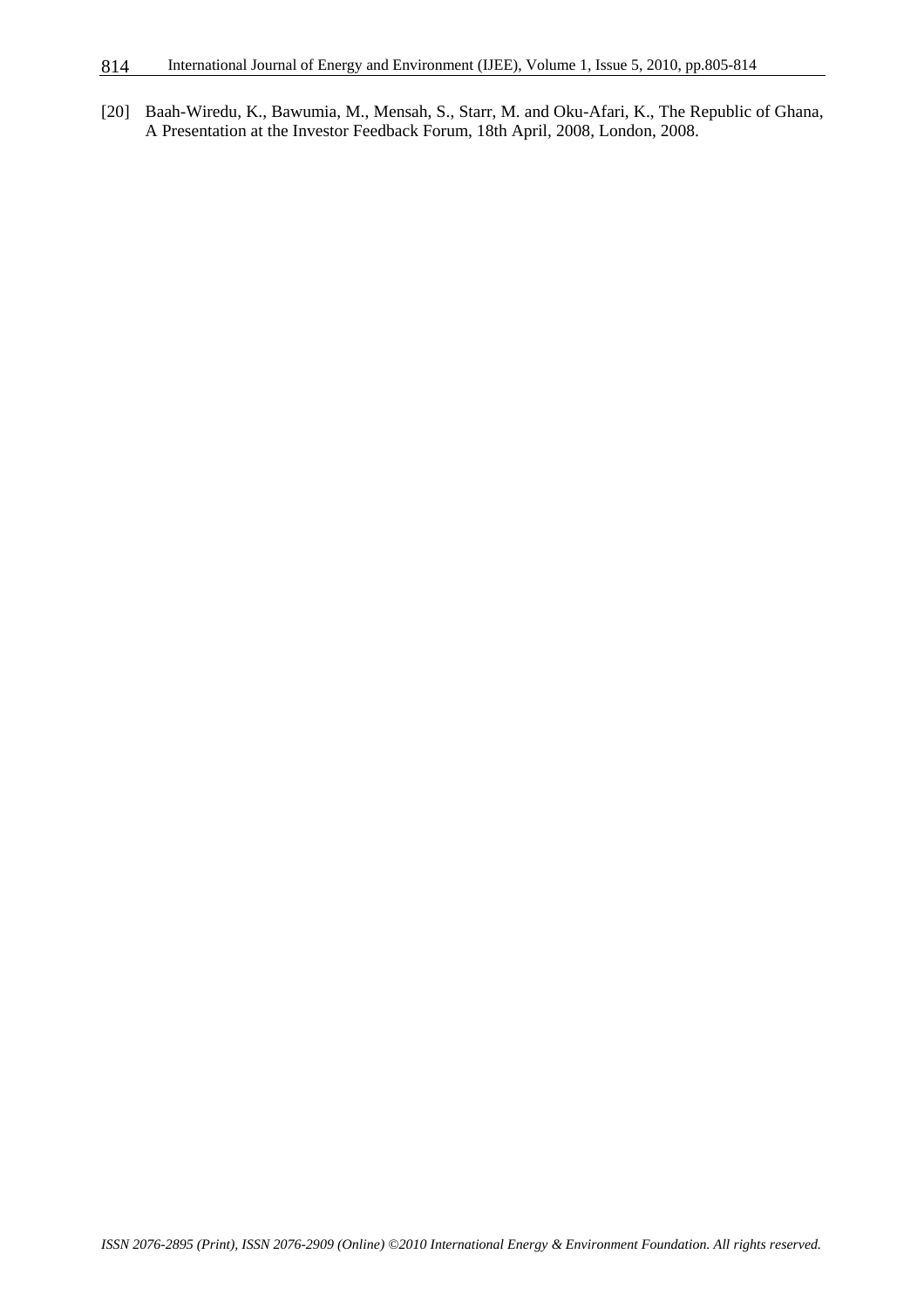[20] Baah-Wiredu, K., Bawumia, M., Mensah, S., Starr, M. and Oku-Afari, K., The Republic of Ghana, A Presentation at the Investor Feedback Forum, 18th April, 2008, London, 2008.